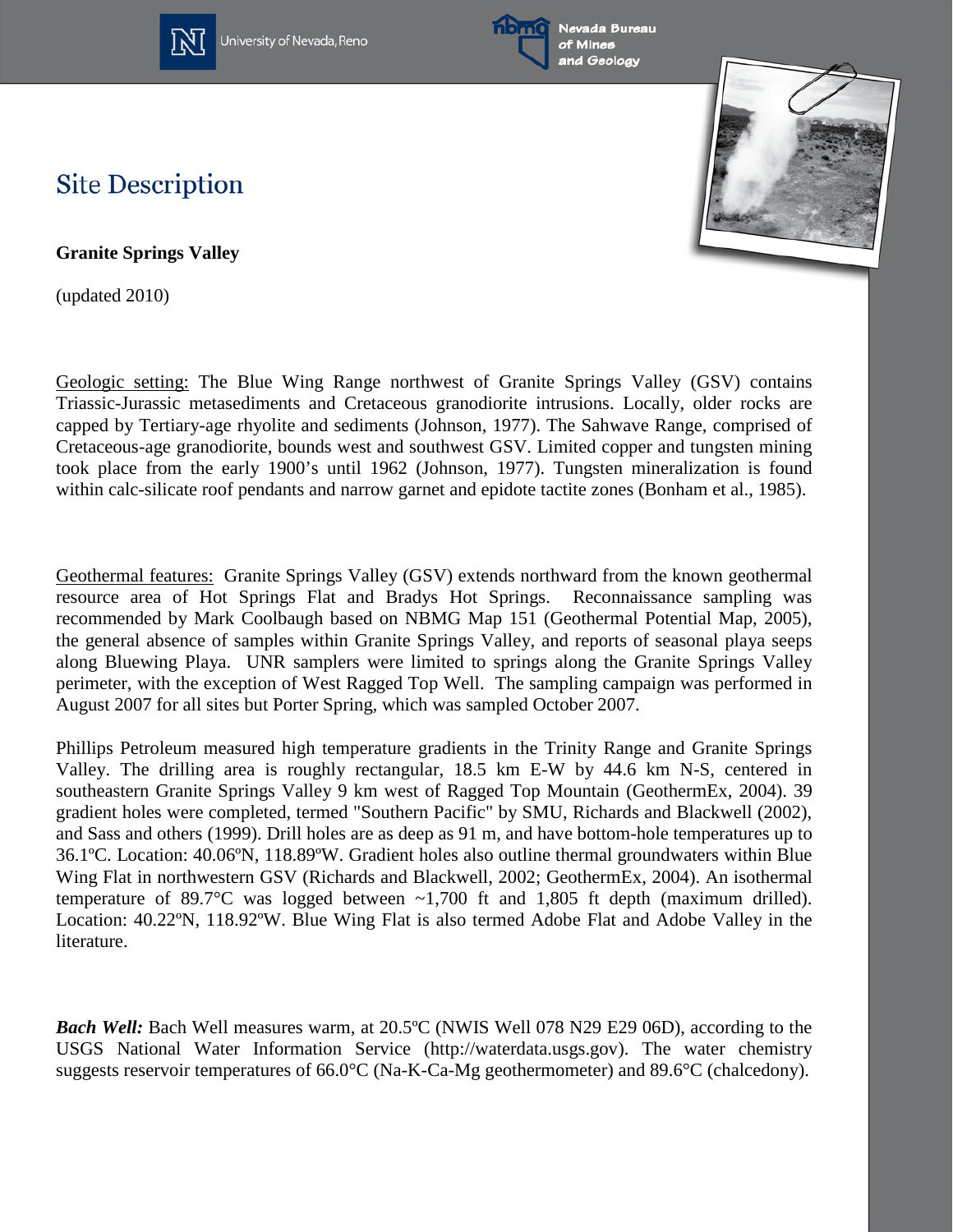# Site Description

**Granite Springs Valley**

(updated 2010)

Geologic setting: The Blue Wing Range northwest of Granite Springs Valley (GSV) contains Triassic-Jurassic metasediments and Cretaceous granodiorite intrusions. Locally, older rocks are capped by Tertiary-age rhyolite and sediments (Johnson, 1977). The Sahwave Range, comprised of Cretaceous-age granodiorite, bounds west and southwest GSV. Limited copper and tungsten mining took place from the early 1900's until 1962 (Johnson, 1977). Tungsten mineralization is found within calc-silicate roof pendants and narrow garnet and epidote tactite zones (Bonham et al., 1985).

Geothermal features: Granite Springs Valley (GSV) extends northward from the known geothermal resource area of Hot Springs Flat and Bradys Hot Springs. Reconnaissance sampling was recommended by Mark Coolbaugh based on NBMG Map 151 (Geothermal Potential Map, 2005), the general absence of samples within Granite Springs Valley, and reports of seasonal playa seeps along Bluewing Playa. UNR samplers were limited to springs along the Granite Springs Valley perimeter, with the exception of West Ragged Top Well. The sampling campaign was performed in August 2007 for all sites but Porter Spring, which was sampled October 2007.

Phillips Petroleum measured high temperature gradients in the Trinity Range and Granite Springs Valley. The drilling area is roughly rectangular, 18.5 km E-W by 44.6 km N-S, centered in southeastern Granite Springs Valley 9 km west of Ragged Top Mountain (GeothermEx, 2004). 39 gradient holes were completed, termed "Southern Pacific" by SMU, Richards and Blackwell (2002), and Sass and others (1999). Drill holes are as deep as 91 m, and have bottom-hole temperatures up to 36.1ºC. Location: 40.06ºN, 118.89ºW. Gradient holes also outline thermal groundwaters within Blue Wing Flat in northwestern GSV (Richards and Blackwell, 2002; GeothermEx, 2004). An isothermal temperature of 89.7°C was logged between ~1,700 ft and 1,805 ft depth (maximum drilled). Location: 40.22ºN, 118.92ºW. Blue Wing Flat is also termed Adobe Flat and Adobe Valley in the literature.

***Bach Well:*** Bach Well measures warm, at 20.5ºC (NWIS Well 078 N29 E29 06D), according to the USGS National Water Information Service (http://waterdata.usgs.gov). The water chemistry suggests reservoir temperatures of 66.0°C (Na-K-Ca-Mg geothermometer) and 89.6°C (chalcedony).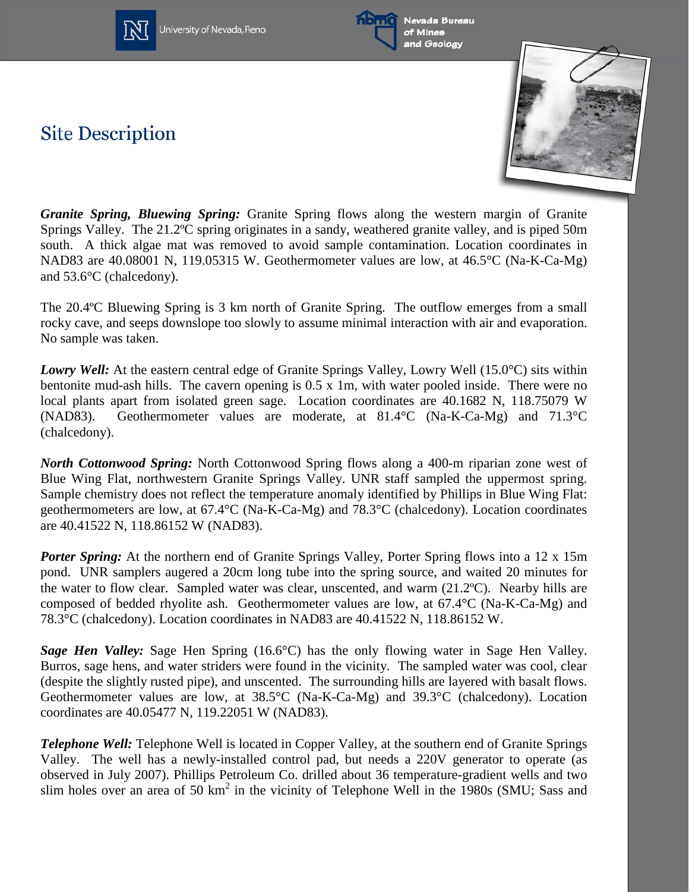# Site Description

***Granite Spring, Bluewing Spring:*** Granite Spring flows along the western margin of Granite Springs Valley. The 21.2ºC spring originates in a sandy, weathered granite valley, and is piped 50m south. A thick algae mat was removed to avoid sample contamination. Location coordinates in NAD83 are 40.08001 N, 119.05315 W. Geothermometer values are low, at 46.5°C (Na-K-Ca-Mg) and 53.6°C (chalcedony).

The 20.4ºC Bluewing Spring is 3 km north of Granite Spring. The outflow emerges from a small rocky cave, and seeps downslope too slowly to assume minimal interaction with air and evaporation. No sample was taken.

***Lowry Well:*** At the eastern central edge of Granite Springs Valley, Lowry Well (15.0°C) sits within bentonite mud-ash hills. The cavern opening is 0.5 x 1m, with water pooled inside. There were no local plants apart from isolated green sage. Location coordinates are 40.1682 N, 118.75079 W (NAD83). Geothermometer values are moderate, at 81.4°C (Na-K-Ca-Mg) and 71.3°C (chalcedony).

***North Cottonwood Spring:*** North Cottonwood Spring flows along a 400-m riparian zone west of Blue Wing Flat, northwestern Granite Springs Valley. UNR staff sampled the uppermost spring. Sample chemistry does not reflect the temperature anomaly identified by Phillips in Blue Wing Flat: geothermometers are low, at 67.4°C (Na-K-Ca-Mg) and 78.3°C (chalcedony). Location coordinates are 40.41522 N, 118.86152 W (NAD83).

***Porter Spring:*** At the northern end of Granite Springs Valley, Porter Spring flows into a 12 x 15m pond. UNR samplers augered a 20cm long tube into the spring source, and waited 20 minutes for the water to flow clear. Sampled water was clear, unscented, and warm (21.2ºC). Nearby hills are composed of bedded rhyolite ash. Geothermometer values are low, at 67.4°C (Na-K-Ca-Mg) and 78.3°C (chalcedony). Location coordinates in NAD83 are 40.41522 N, 118.86152 W.

***Sage Hen Valley:*** Sage Hen Spring (16.6°C) has the only flowing water in Sage Hen Valley. Burros, sage hens, and water striders were found in the vicinity. The sampled water was cool, clear (despite the slightly rusted pipe), and unscented. The surrounding hills are layered with basalt flows. Geothermometer values are low, at 38.5°C (Na-K-Ca-Mg) and 39.3°C (chalcedony). Location coordinates are 40.05477 N, 119.22051 W (NAD83).

***Telephone Well:*** Telephone Well is located in Copper Valley, at the southern end of Granite Springs Valley. The well has a newly-installed control pad, but needs a 220V generator to operate (as observed in July 2007). Phillips Petroleum Co. drilled about 36 temperature-gradient wells and two slim holes over an area of 50 km$^2$ in the vicinity of Telephone Well in the 1980s (SMU; Sass and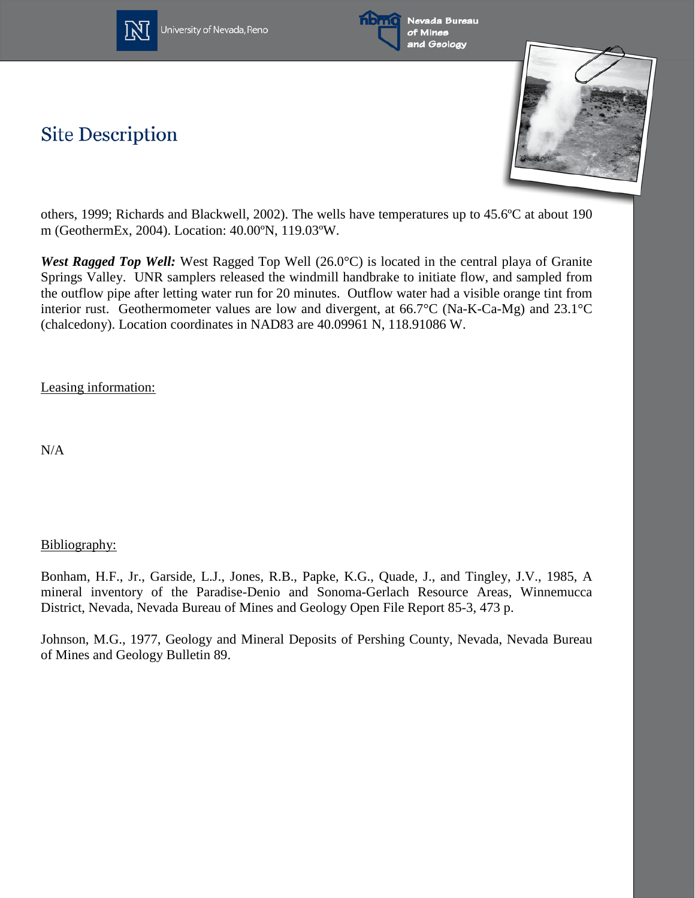## Site Description

others, 1999; Richards and Blackwell, 2002). The wells have temperatures up to 45.6ºC at about 190 m (GeothermEx, 2004). Location: 40.00ºN, 119.03ºW.

***West Ragged Top Well:*** West Ragged Top Well (26.0°C) is located in the central playa of Granite Springs Valley. UNR samplers released the windmill handbrake to initiate flow, and sampled from the outflow pipe after letting water run for 20 minutes. Outflow water had a visible orange tint from interior rust. Geothermometer values are low and divergent, at 66.7°C (Na-K-Ca-Mg) and 23.1°C (chalcedony). Location coordinates in NAD83 are 40.09961 N, 118.91086 W.

<u>Leasing information:</u>

N/A

<u>Bibliography:</u>

Bonham, H.F., Jr., Garside, L.J., Jones, R.B., Papke, K.G., Quade, J., and Tingley, J.V., 1985, A mineral inventory of the Paradise-Denio and Sonoma-Gerlach Resource Areas, Winnemucca District, Nevada, Nevada Bureau of Mines and Geology Open File Report 85-3, 473 p.

Johnson, M.G., 1977, Geology and Mineral Deposits of Pershing County, Nevada, Nevada Bureau of Mines and Geology Bulletin 89.